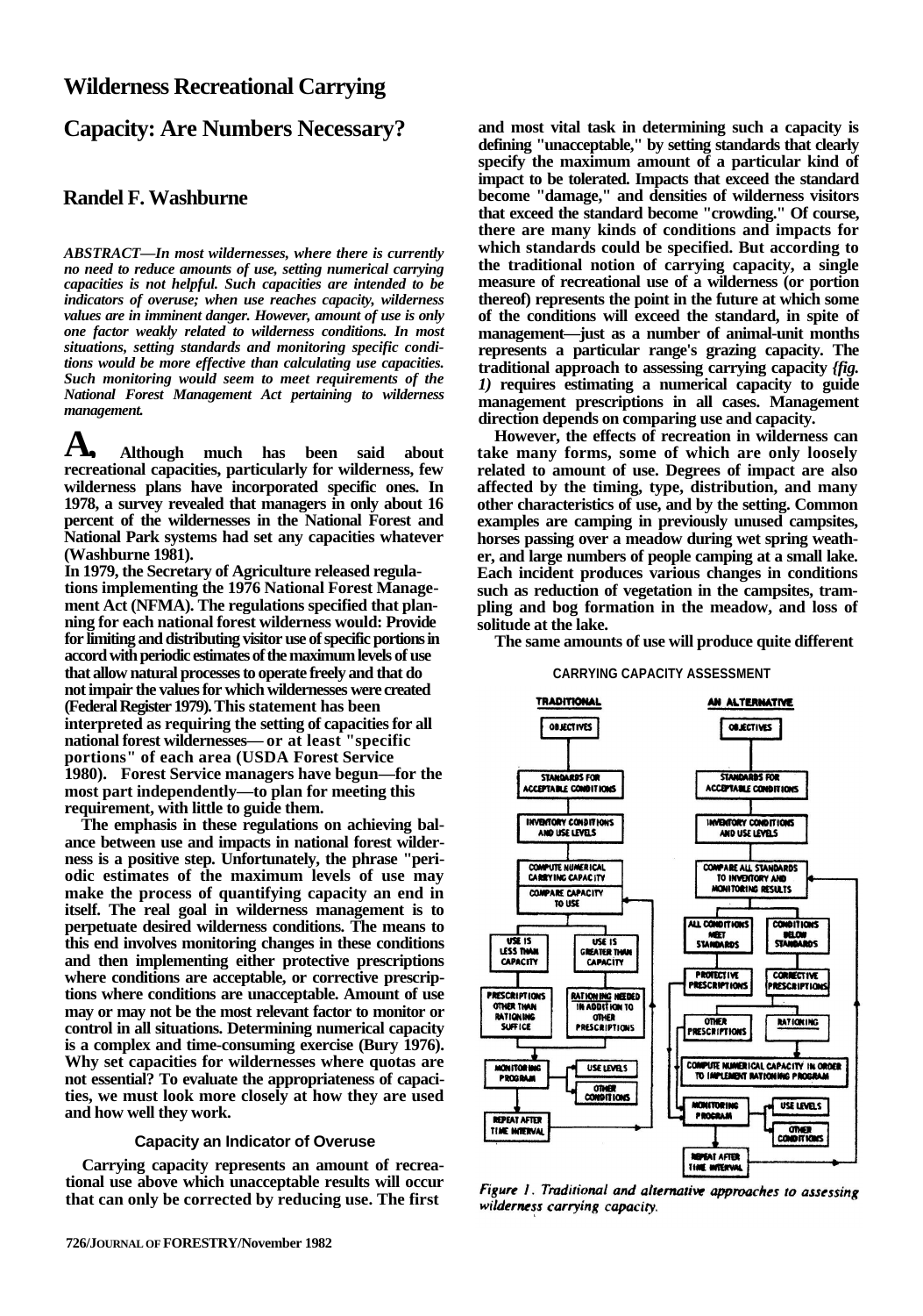# Wilderness Recreational Carrying Capacity: Are Numbers Necessary?

## Randel F. Washburne

***ABSTRACT—In most wildernesses, where there is currently no need to reduce amounts of use, setting numerical carrying capacities is not helpful. Such capacities are intended to be indicators of overuse; when use reaches capacity, wilderness values are in imminent danger. However, amount of use is only one factor weakly related to wilderness conditions. In most situations, setting standards and monitoring specific conditions would be more effective than calculating use capacities. Such monitoring would seem to meet requirements of the National Forest Management Act pertaining to wilderness management.***

**A.** Although much has been said about recreational capacities, particularly for wilderness, few wilderness plans have incorporated specific ones. In 1978, a survey revealed that managers in only about 16 percent of the wildernesses in the National Forest and National Park systems had set any capacities whatever (Washburne 1981).

In 1979, the Secretary of Agriculture released regulations implementing the 1976 National Forest Management Act (NFMA). The regulations specified that planning for each national forest wilderness would: Provide for limiting and distributing visitor use of specific portions in accord with periodic estimates of the maximum levels of use that allow natural processes to operate freely and that do not impair the values for which wildernesses were created (Federal Register 1979). This statement has been interpreted as requiring the setting of capacities for all national forest wildernesses—or at least "specific portions" of each area (USDA Forest Service 1980). Forest Service managers have begun—for the most part independently—to plan for meeting this requirement, with little to guide them.

The emphasis in these regulations on achieving balance between use and impacts in national forest wilderness is a positive step. Unfortunately, the phrase "periodic estimates of the maximum levels of use may make the process of quantifying capacity an end in itself. The real goal in wilderness management is to perpetuate desired wilderness conditions. The means to this end involves monitoring changes in these conditions and then implementing either protective prescriptions where conditions are acceptable, or corrective prescriptions where conditions are unacceptable. Amount of use may or may not be the most relevant factor to monitor or control in all situations. Determining numerical capacity is a complex and time-consuming exercise (Bury 1976). Why set capacities for wildernesses where quotas are not essential? To evaluate the appropriateness of capacities, we must look more closely at how they are used and how well they work.

### Capacity an Indicator of Overuse

Carrying capacity represents an amount of recreational use above which unacceptable results will occur that can only be corrected by reducing use. The first and most vital task in determining such a capacity is defining "unacceptable," by setting standards that clearly specify the maximum amount of a particular kind of impact to be tolerated. Impacts that exceed the standard become "damage," and densities of wilderness visitors that exceed the standard become "crowding." Of course, there are many kinds of conditions and impacts for which standards could be specified. But according to the traditional notion of carrying capacity, a single measure of recreational use of a wilderness (or portion thereof) represents the point in the future at which some of the conditions will exceed the standard, in spite of management—just as a number of animal-unit months represents a particular range's grazing capacity. The traditional approach to assessing carrying capacity *(fig. 1)* requires estimating a numerical capacity to guide management prescriptions in all cases. Management direction depends on comparing use and capacity.

However, the effects of recreation in wilderness can take many forms, some of which are only loosely related to amount of use. Degrees of impact are also affected by the timing, type, distribution, and many other characteristics of use, and by the setting. Common examples are camping in previously unused campsites, horses passing over a meadow during wet spring weather, and large numbers of people camping at a small lake. Each incident produces various changes in conditions such as reduction of vegetation in the campsites, trampling and bog formation in the meadow, and loss of solitude at the lake.

The same amounts of use will produce quite different

CARRYING CAPACITY ASSESSMENT

TRADITIONAL
OBJECTIVES
STANDARDS FOR ACCEPTABLE CONDITIONS
INVENTORY CONDITIONS AND USE LEVELS
COMPUTE NUMERICAL CARRYING CAPACITY
COMPARE CAPACITY TO USE
USE IS LESS THAN CAPACITY
USE IS GREATER THAN CAPACITY
PRESCRIPTIONS OTHER THAN RATIONING SUFFICE
RATIONING NEEDED IN ADDITION TO OTHER PRESCRIPTIONS
MONITORING PROGRAM
USE LEVELS
OTHER CONDITIONS
REPEAT AFTER TIME INTERVAL

AN ALTERNATIVE
OBJECTIVES
STANDARDS FOR ACCEPTABLE CONDITIONS
INVENTORY CONDITIONS AND USE LEVELS
COMPARE ALL STANDARDS TO INVENTORY AND MONITORING RESULTS
ALL CONDITIONS MEET STANDARDS
CONDITIONS BELOW STANDARDS
PROTECTIVE PRESCRIPTIONS
CORRECTIVE PRESCRIPTIONS
OTHER PRESCRIPTIONS
RATIONING
COMPUTE NUMERICAL CAPACITY IN ORDER TO IMPLEMENT RATIONING PROGRAM
MONITORING PROGRAM
USE LEVELS
OTHER CONDITIONS
REPEAT AFTER TIME INTERVAL

*Figure 1. Traditional and alternative approaches to assessing wilderness carrying capacity.*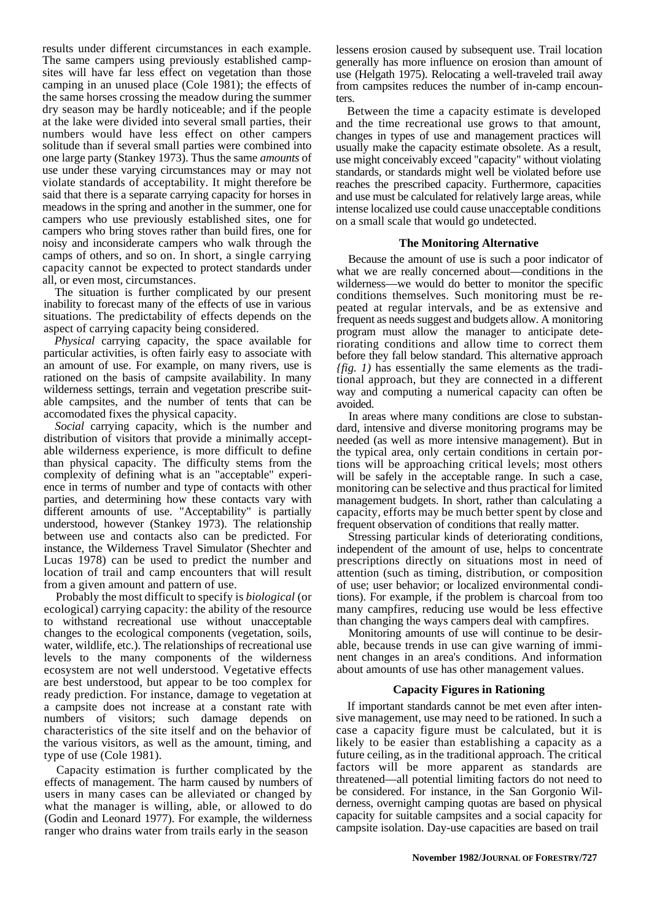results under different circumstances in each example. The same campers using previously established campsites will have far less effect on vegetation than those camping in an unused place (Cole 1981); the effects of the same horses crossing the meadow during the summer dry season may be hardly noticeable; and if the people at the lake were divided into several small parties, their numbers would have less effect on other campers solitude than if several small parties were combined into one large party (Stankey 1973). Thus the same *amounts* of use under these varying circumstances may or may not violate standards of acceptability. It might therefore be said that there is a separate carrying capacity for horses in meadows in the spring and another in the summer, one for campers who use previously established sites, one for campers who bring stoves rather than build fires, one for noisy and inconsiderate campers who walk through the camps of others, and so on. In short, a single carrying capacity cannot be expected to protect standards under all, or even most, circumstances.

The situation is further complicated by our present inability to forecast many of the effects of use in various situations. The predictability of effects depends on the aspect of carrying capacity being considered.

*Physical* carrying capacity, the space available for particular activities, is often fairly easy to associate with an amount of use. For example, on many rivers, use is rationed on the basis of campsite availability. In many wilderness settings, terrain and vegetation prescribe suitable campsites, and the number of tents that can be accomodated fixes the physical capacity.

*Social* carrying capacity, which is the number and distribution of visitors that provide a minimally acceptable wilderness experience, is more difficult to define than physical capacity. The difficulty stems from the complexity of defining what is an "acceptable" experience in terms of number and type of contacts with other parties, and determining how these contacts vary with different amounts of use. "Acceptability" is partially understood, however (Stankey 1973). The relationship between use and contacts also can be predicted. For instance, the Wilderness Travel Simulator (Shechter and Lucas 1978) can be used to predict the number and location of trail and camp encounters that will result from a given amount and pattern of use.

Probably the most difficult to specify is *biological* (or ecological) carrying capacity: the ability of the resource to withstand recreational use without unacceptable changes to the ecological components (vegetation, soils, water, wildlife, etc.). The relationships of recreational use levels to the many components of the wilderness ecosystem are not well understood. Vegetative effects are best understood, but appear to be too complex for ready prediction. For instance, damage to vegetation at a campsite does not increase at a constant rate with numbers of visitors; such damage depends on characteristics of the site itself and on the behavior of the various visitors, as well as the amount, timing, and type of use (Cole 1981).

Capacity estimation is further complicated by the effects of management. The harm caused by numbers of users in many cases can be alleviated or changed by what the manager is willing, able, or allowed to do (Godin and Leonard 1977). For example, the wilderness ranger who drains water from trails early in the season lessens erosion caused by subsequent use. Trail location generally has more influence on erosion than amount of use (Helgath 1975). Relocating a well-traveled trail away from campsites reduces the number of in-camp encounters.

Between the time a capacity estimate is developed and the time recreational use grows to that amount, changes in types of use and management practices will usually make the capacity estimate obsolete. As a result, use might conceivably exceed "capacity" without violating standards, or standards might well be violated before use reaches the prescribed capacity. Furthermore, capacities and use must be calculated for relatively large areas, while intense localized use could cause unacceptable conditions on a small scale that would go undetected.

### The Monitoring Alternative

Because the amount of use is such a poor indicator of what we are really concerned about—conditions in the wilderness—we would do better to monitor the specific conditions themselves. Such monitoring must be repeated at regular intervals, and be as extensive and frequent as needs suggest and budgets allow. A monitoring program must allow the manager to anticipate deteriorating conditions and allow time to correct them before they fall below standard. This alternative approach *(fig. 1)* has essentially the same elements as the traditional approach, but they are connected in a different way and computing a numerical capacity can often be avoided.

In areas where many conditions are close to substandard, intensive and diverse monitoring programs may be needed (as well as more intensive management). But in the typical area, only certain conditions in certain portions will be approaching critical levels; most others will be safely in the acceptable range. In such a case, monitoring can be selective and thus practical for limited management budgets. In short, rather than calculating a capacity, efforts may be much better spent by close and frequent observation of conditions that really matter.

Stressing particular kinds of deteriorating conditions, independent of the amount of use, helps to concentrate prescriptions directly on situations most in need of attention (such as timing, distribution, or composition of use; user behavior; or localized environmental conditions). For example, if the problem is charcoal from too many campfires, reducing use would be less effective than changing the ways campers deal with campfires.

Monitoring amounts of use will continue to be desirable, because trends in use can give warning of imminent changes in an area's conditions. And information about amounts of use has other management values.

### Capacity Figures in Rationing

If important standards cannot be met even after intensive management, use may need to be rationed. In such a case a capacity figure must be calculated, but it is likely to be easier than establishing a capacity as a future ceiling, as in the traditional approach. The critical factors will be more apparent as standards are threatened—all potential limiting factors do not need to be considered. For instance, in the San Gorgonio Wilderness, overnight camping quotas are based on physical capacity for suitable campsites and a social capacity for campsite isolation. Day-use capacities are based on trail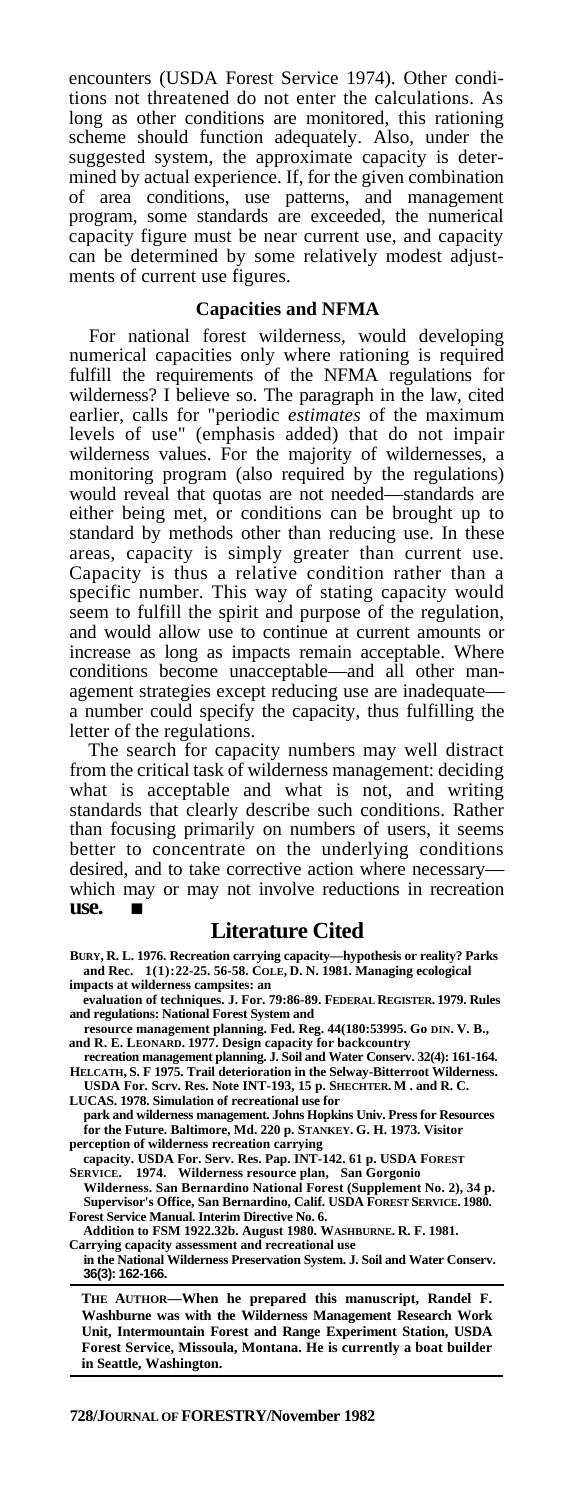encounters (USDA Forest Service 1974). Other conditions not threatened do not enter the calculations. As long as other conditions are monitored, this rationing scheme should function adequately. Also, under the suggested system, the approximate capacity is determined by actual experience. If, for the given combination of area conditions, use patterns, and management program, some standards are exceeded, the numerical capacity figure must be near current use, and capacity can be determined by some relatively modest adjustments of current use figures.

## Capacities and NFMA

For national forest wilderness, would developing numerical capacities only where rationing is required fulfill the requirements of the NFMA regulations for wilderness? I believe so. The paragraph in the law, cited earlier, calls for "periodic *estimates* of the maximum levels of use" (emphasis added) that do not impair wilderness values. For the majority of wildernesses, a monitoring program (also required by the regulations) would reveal that quotas are not needed—standards are either being met, or conditions can be brought up to standard by methods other than reducing use. In these areas, capacity is simply greater than current use. Capacity is thus a relative condition rather than a specific number. This way of stating capacity would seem to fulfill the spirit and purpose of the regulation, and would allow use to continue at current amounts or increase as long as impacts remain acceptable. Where conditions become unacceptable—and all other management strategies except reducing use are inadequate—a number could specify the capacity, thus fulfilling the letter of the regulations.

The search for capacity numbers may well distract from the critical task of wilderness management: deciding what is acceptable and what is not, and writing standards that clearly describe such conditions. Rather than focusing primarily on numbers of users, it seems better to concentrate on the underlying conditions desired, and to take corrective action where necessary—which may or may not involve reductions in recreation use. ■

## Literature Cited

**BURY, R. L. 1976. Recreation carrying capacity—hypothesis or reality? Parks and Rec. 1(1):22-25. 56-58.**

**COLE, D. N. 1981. Managing ecological impacts at wilderness campsites: an evaluation of techniques. J. For. 79:86-89.**

**FEDERAL REGISTER. 1979. Rules and regulations: National Forest System and resource management planning. Fed. Reg. 44(180:53995.**

**GODIN. V. B., and R. E. LEONARD. 1977. Design capacity for backcountry recreation management planning. J. Soil and Water Conserv. 32(4): 161-164.**

**HELCATH, S. F 1975. Trail deterioration in the Selway-Bitterroot Wilderness. USDA For. Scrv. Res. Note INT-193, 15 p.**

**SHECHTER. M . and R. C. LUCAS. 1978. Simulation of recreational use for park and wilderness management. Johns Hopkins Univ. Press for Resources for the Future. Baltimore, Md. 220 p.**

**STANKEY. G. H. 1973. Visitor perception of wilderness recreation carrying capacity. USDA For. Serv. Res. Pap. INT-142. 61 p.**

**USDA FOREST SERVICE. 1974. Wilderness resource plan, San Gorgonio Wilderness. San Bernardino National Forest (Supplement No. 2), 34 p. Supervisor's Office, San Bernardino, Calif.**

**USDA FOREST SERVICE. 1980. Forest Service Manual. Interim Directive No. 6. Addition to FSM 1922.32b. August 1980.**

**WASHBURNE. R. F. 1981. Carrying capacity assessment and recreational use in the National Wilderness Preservation System. J. Soil and Water Conserv. 36(3): 162-166.**

**THE AUTHOR—When he prepared this manuscript, Randel F. Washburne was with the Wilderness Management Research Work Unit, Intermountain Forest and Range Experiment Station, USDA Forest Service, Missoula, Montana. He is currently a boat builder in Seattle, Washington.**